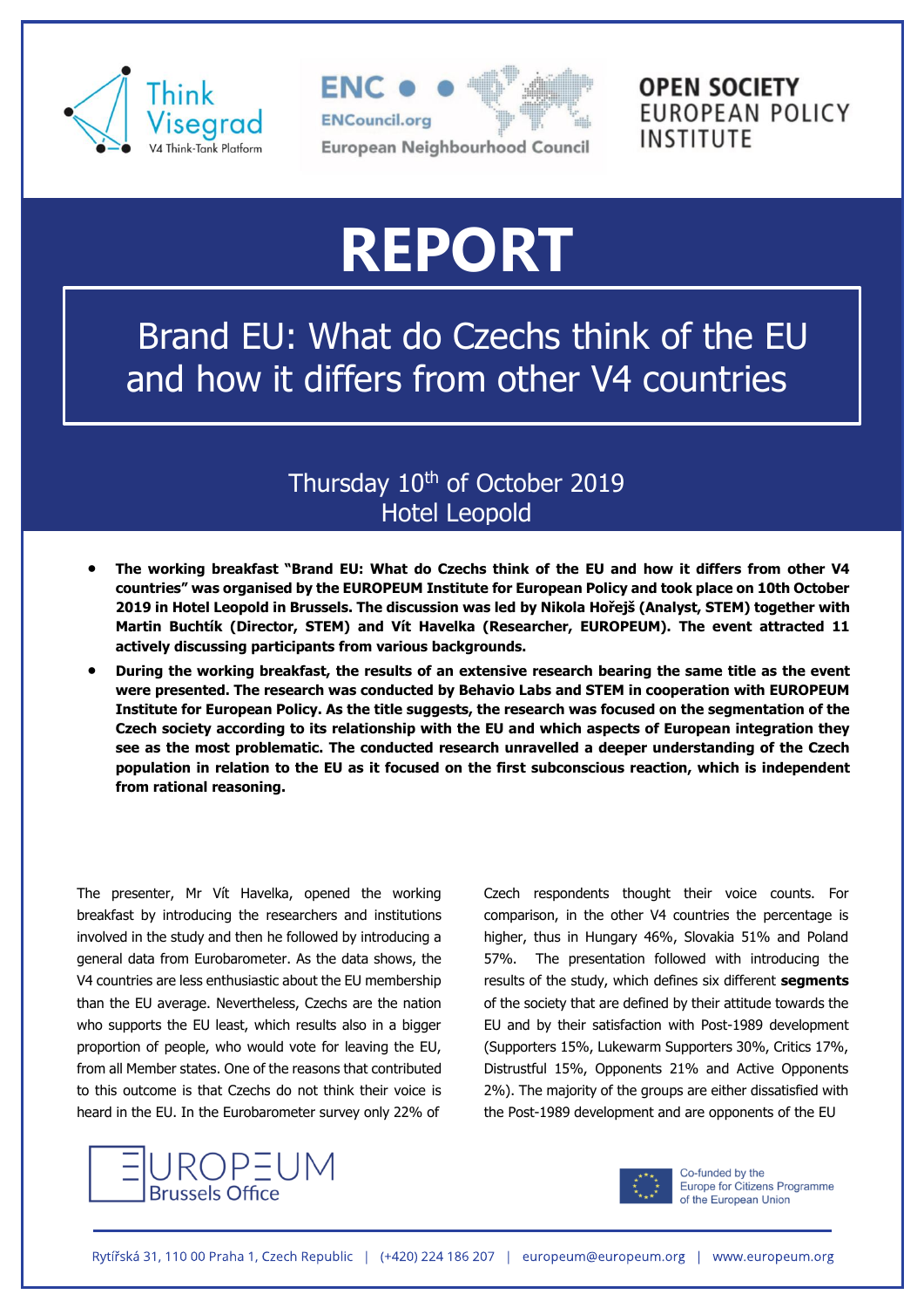Think Visegrad — V4 Think-Tank Platform | ENC — ENCouncil.org — European Neighbourhood Council | OPEN SOCIETY EUROPEAN POLICY INSTITUTE

# REPORT

## Brand EU: What do Czechs think of the EU and how it differs from other V4 countries

Thursday 10th of October 2019
Hotel Leopold

- **The working breakfast "Brand EU: What do Czechs think of the EU and how it differs from other V4 countries" was organised by the EUROPEUM Institute for European Policy and took place on 10th October 2019 in Hotel Leopold in Brussels. The discussion was led by Nikola Hořejš (Analyst, STEM) together with Martin Buchtík (Director, STEM) and Vít Havelka (Researcher, EUROPEUM). The event attracted 11 actively discussing participants from various backgrounds.**
- **During the working breakfast, the results of an extensive research bearing the same title as the event were presented. The research was conducted by Behavio Labs and STEM in cooperation with EUROPEUM Institute for European Policy. As the title suggests, the research was focused on the segmentation of the Czech society according to its relationship with the EU and which aspects of European integration they see as the most problematic. The conducted research unravelled a deeper understanding of the Czech population in relation to the EU as it focused on the first subconscious reaction, which is independent from rational reasoning.**

The presenter, Mr Vít Havelka, opened the working breakfast by introducing the researchers and institutions involved in the study and then he followed by introducing a general data from Eurobarometer. As the data shows, the V4 countries are less enthusiastic about the EU membership than the EU average. Nevertheless, Czechs are the nation who supports the EU least, which results also in a bigger proportion of people, who would vote for leaving the EU, from all Member states. One of the reasons that contributed to this outcome is that Czechs do not think their voice is heard in the EU. In the Eurobarometer survey only 22% of Czech respondents thought their voice counts. For comparison, in the other V4 countries the percentage is higher, thus in Hungary 46%, Slovakia 51% and Poland 57%. The presentation followed with introducing the results of the study, which defines six different **segments** of the society that are defined by their attitude towards the EU and by their satisfaction with Post-1989 development (Supporters 15%, Lukewarm Supporters 30%, Critics 17%, Distrustful 15%, Opponents 21% and Active Opponents 2%). The majority of the groups are either dissatisfied with the Post-1989 development and are opponents of the EU

EUROPEUM Brussels Office

Co-funded by the Europe for Citizens Programme of the European Union

Rytířská 31, 110 00 Praha 1, Czech Republic | (+420) 224 186 207 | europeum@europeum.org | www.europeum.org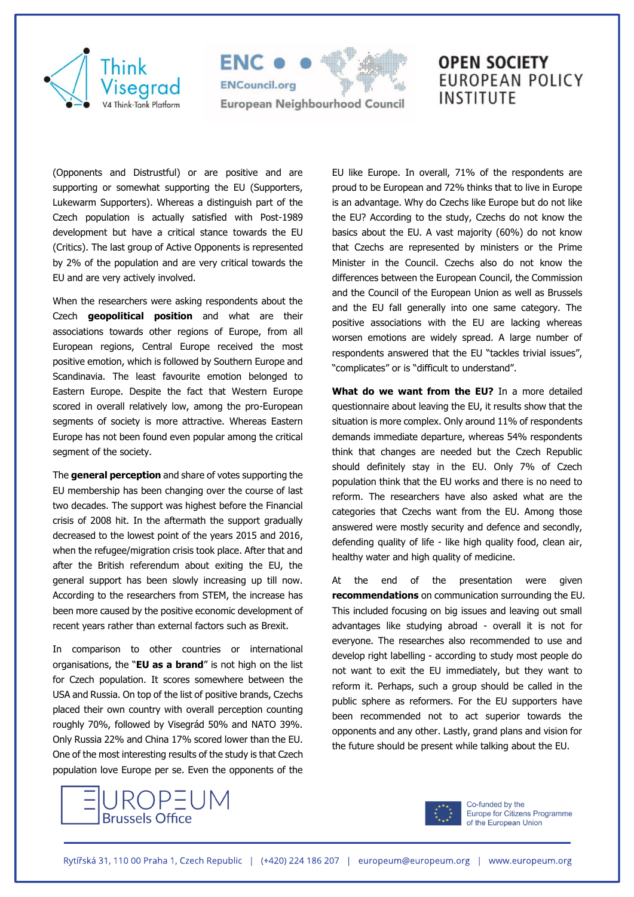(Opponents and Distrustful) or are positive and are supporting or somewhat supporting the EU (Supporters, Lukewarm Supporters). Whereas a distinguish part of the Czech population is actually satisfied with Post-1989 development but have a critical stance towards the EU (Critics). The last group of Active Opponents is represented by 2% of the population and are very critical towards the EU and are very actively involved.

When the researchers were asking respondents about the Czech **geopolitical position** and what are their associations towards other regions of Europe, from all European regions, Central Europe received the most positive emotion, which is followed by Southern Europe and Scandinavia. The least favourite emotion belonged to Eastern Europe. Despite the fact that Western Europe scored in overall relatively low, among the pro-European segments of society is more attractive. Whereas Eastern Europe has not been found even popular among the critical segment of the society.

The **general perception** and share of votes supporting the EU membership has been changing over the course of last two decades. The support was highest before the Financial crisis of 2008 hit. In the aftermath the support gradually decreased to the lowest point of the years 2015 and 2016, when the refugee/migration crisis took place. After that and after the British referendum about exiting the EU, the general support has been slowly increasing up till now. According to the researchers from STEM, the increase has been more caused by the positive economic development of recent years rather than external factors such as Brexit.

In comparison to other countries or international organisations, the "**EU as a brand**" is not high on the list for Czech population. It scores somewhere between the USA and Russia. On top of the list of positive brands, Czechs placed their own country with overall perception counting roughly 70%, followed by Visegrád 50% and NATO 39%. Only Russia 22% and China 17% scored lower than the EU. One of the most interesting results of the study is that Czech population love Europe per se. Even the opponents of the EU like Europe. In overall, 71% of the respondents are proud to be European and 72% thinks that to live in Europe is an advantage. Why do Czechs like Europe but do not like the EU? According to the study, Czechs do not know the basics about the EU. A vast majority (60%) do not know that Czechs are represented by ministers or the Prime Minister in the Council. Czechs also do not know the differences between the European Council, the Commission and the Council of the European Union as well as Brussels and the EU fall generally into one same category. The positive associations with the EU are lacking whereas worsen emotions are widely spread. A large number of respondents answered that the EU "tackles trivial issues", "complicates" or is "difficult to understand".

**What do we want from the EU?** In a more detailed questionnaire about leaving the EU, it results show that the situation is more complex. Only around 11% of respondents demands immediate departure, whereas 54% respondents think that changes are needed but the Czech Republic should definitely stay in the EU. Only 7% of Czech population think that the EU works and there is no need to reform. The researchers have also asked what are the categories that Czechs want from the EU. Among those answered were mostly security and defence and secondly, defending quality of life - like high quality food, clean air, healthy water and high quality of medicine.

At the end of the presentation were given **recommendations** on communication surrounding the EU. This included focusing on big issues and leaving out small advantages like studying abroad - overall it is not for everyone. The researches also recommended to use and develop right labelling - according to study most people do not want to exit the EU immediately, but they want to reform it. Perhaps, such a group should be called in the public sphere as reformers. For the EU supporters have been recommended not to act superior towards the opponents and any other. Lastly, grand plans and vision for the future should be present while talking about the EU.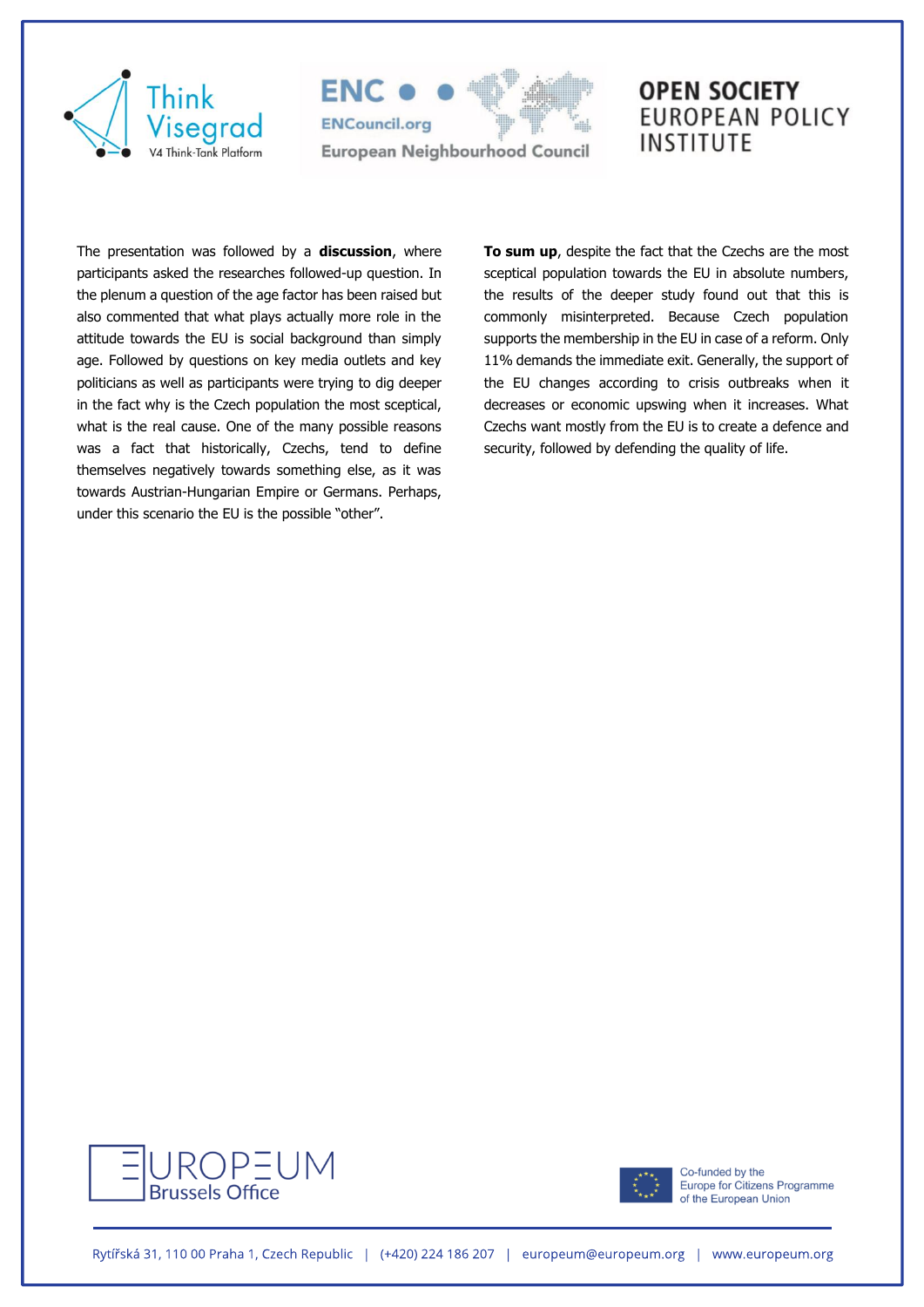The presentation was followed by a **discussion**, where participants asked the researches followed-up question. In the plenum a question of the age factor has been raised but also commented that what plays actually more role in the attitude towards the EU is social background than simply age. Followed by questions on key media outlets and key politicians as well as participants were trying to dig deeper in the fact why is the Czech population the most sceptical, what is the real cause. One of the many possible reasons was a fact that historically, Czechs, tend to define themselves negatively towards something else, as it was towards Austrian-Hungarian Empire or Germans. Perhaps, under this scenario the EU is the possible "other".

**To sum up**, despite the fact that the Czechs are the most sceptical population towards the EU in absolute numbers, the results of the deeper study found out that this is commonly misinterpreted. Because Czech population supports the membership in the EU in case of a reform. Only 11% demands the immediate exit. Generally, the support of the EU changes according to crisis outbreaks when it decreases or economic upswing when it increases. What Czechs want mostly from the EU is to create a defence and security, followed by defending the quality of life.